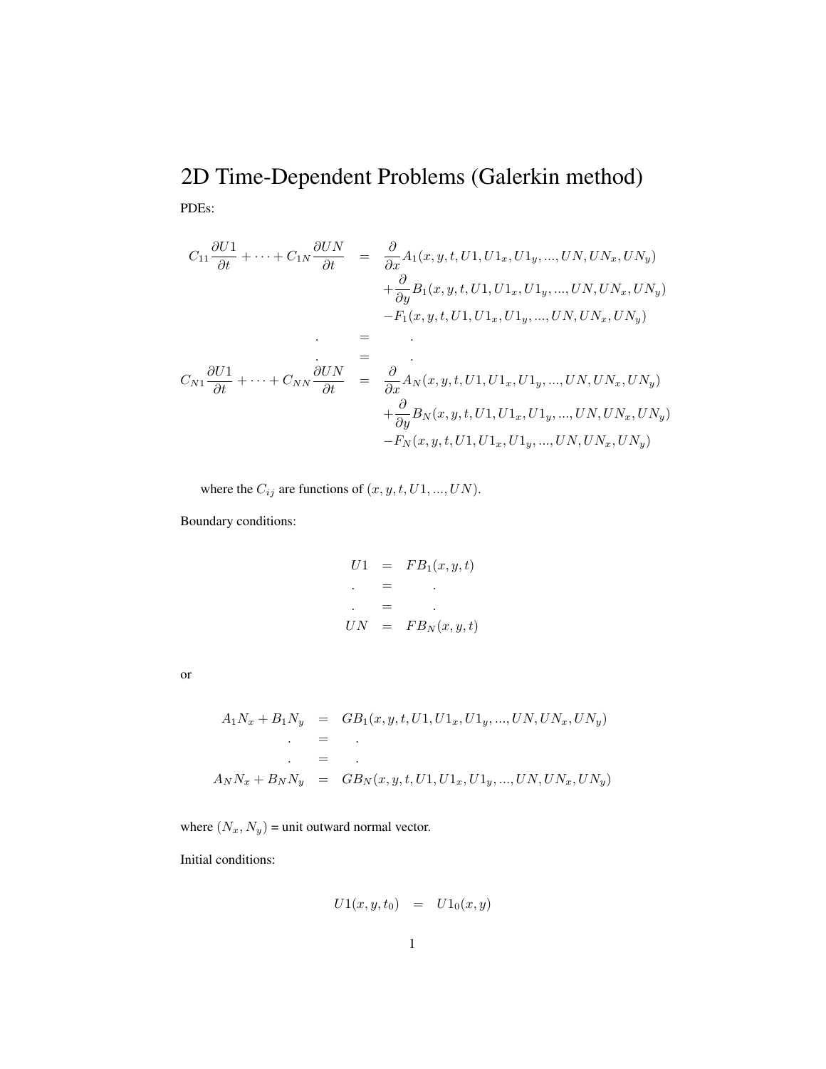# 2D Time-Dependent Problems (Galerkin method)

PDEs:

$$
\begin{aligned}
C_{11}\frac{\partial U1}{\partial t} + \cdots + C_{1N}\frac{\partial UN}{\partial t} &= \frac{\partial}{\partial x}A_1(x,y,t,U1,U1_x,U1_y,...,UN,UN_x,UN_y) \\
&\quad +\frac{\partial}{\partial y}B_1(x,y,t,U1,U1_x,U1_y,...,UN,UN_x,UN_y) \\
&\quad -F_1(x,y,t,U1,U1_x,U1_y,...,UN,UN_x,UN_y) \\
. &= . \\
. &= . \\
C_{N1}\frac{\partial U1}{\partial t} + \cdots + C_{NN}\frac{\partial UN}{\partial t} &= \frac{\partial}{\partial x}A_N(x,y,t,U1,U1_x,U1_y,...,UN,UN_x,UN_y) \\
&\quad +\frac{\partial}{\partial y}B_N(x,y,t,U1,U1_x,U1_y,...,UN,UN_x,UN_y) \\
&\quad -F_N(x,y,t,U1,U1_x,U1_y,...,UN,UN_x,UN_y)
\end{aligned}
$$

where the $C_{ij}$ are functions of $(x,y,t,U1,...,UN)$.

Boundary conditions:

$$
\begin{aligned}
U1 &= FB_1(x,y,t) \\
. &= . \\
. &= . \\
UN &= FB_N(x,y,t)
\end{aligned}
$$

or

$$
\begin{aligned}
A_1N_x + B_1N_y &= GB_1(x,y,t,U1,U1_x,U1_y,...,UN,UN_x,UN_y) \\
. &= . \\
. &= . \\
A_NN_x + B_NN_y &= GB_N(x,y,t,U1,U1_x,U1_y,...,UN,UN_x,UN_y)
\end{aligned}
$$

where $(N_x, N_y)$ = unit outward normal vector.

Initial conditions:

$$
U1(x,y,t_0) = U1_0(x,y)
$$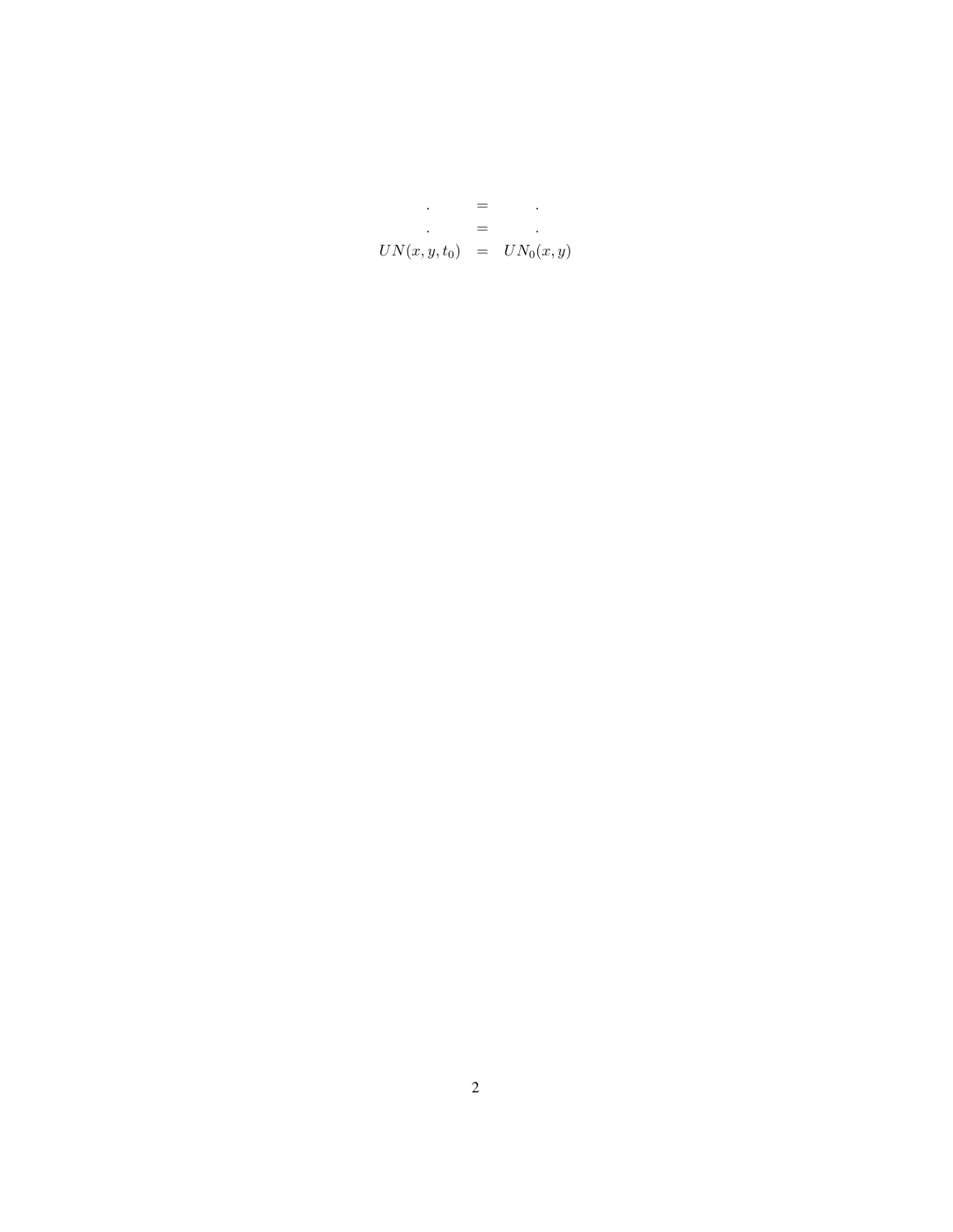$$
\begin{aligned}
. &= . \\
. &= . \\
UN(x, y, t_0) &= UN_0(x, y)
\end{aligned}
$$